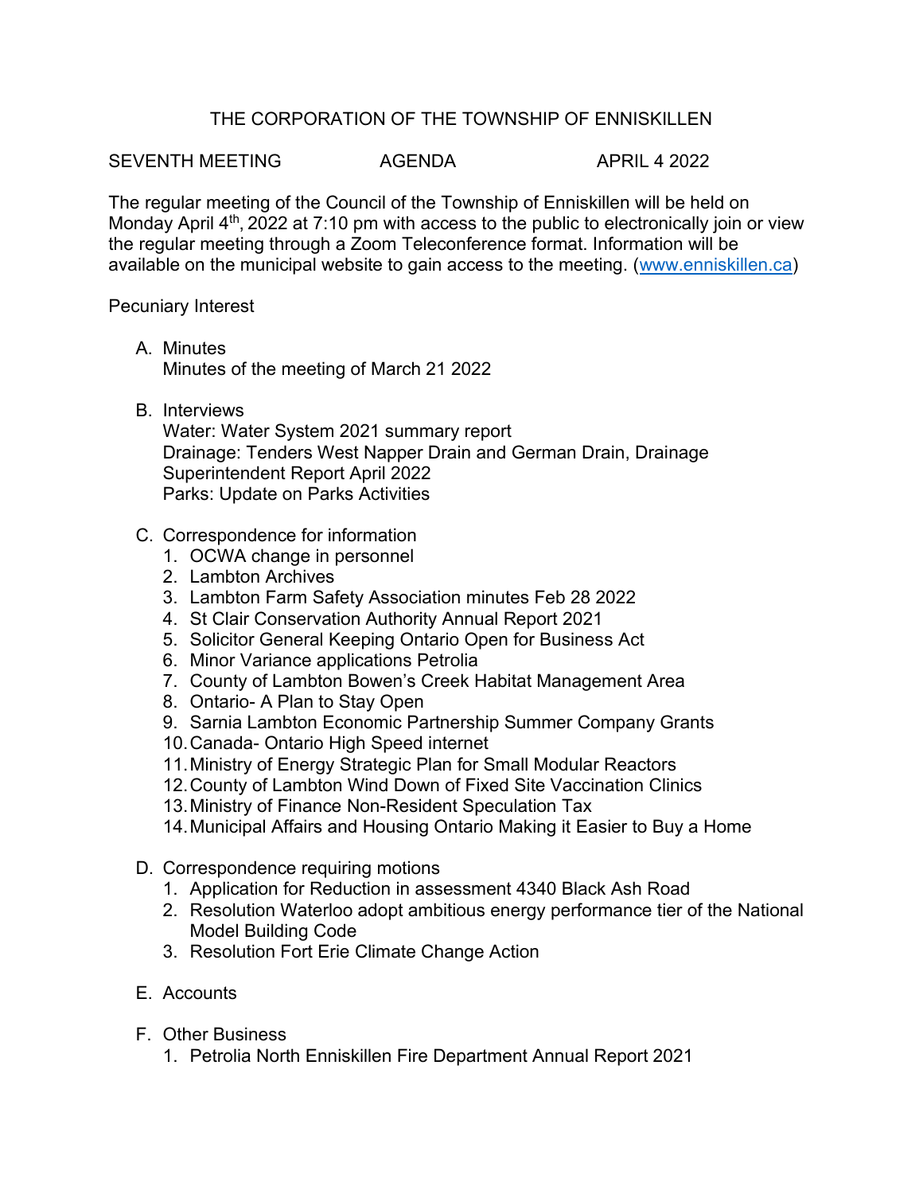# THE CORPORATION OF THE TOWNSHIP OF ENNISKILLEN

SEVENTH MEETING AGENDA APRIL 4 2022

The regular meeting of the Council of the Township of Enniskillen will be held on Monday April 4th, 2022 at 7:10 pm with access to the public to electronically join or view the regular meeting through a Zoom Teleconference format. Information will be available on the municipal website to gain access to the meeting. (www.enniskillen.ca)

Pecuniary Interest

A. Minutes
   Minutes of the meeting of March 21 2022

B. Interviews
   Water: Water System 2021 summary report
   Drainage: Tenders West Napper Drain and German Drain, Drainage Superintendent Report April 2022
   Parks: Update on Parks Activities

C. Correspondence for information
   1. OCWA change in personnel
   2. Lambton Archives
   3. Lambton Farm Safety Association minutes Feb 28 2022
   4. St Clair Conservation Authority Annual Report 2021
   5. Solicitor General Keeping Ontario Open for Business Act
   6. Minor Variance applications Petrolia
   7. County of Lambton Bowen's Creek Habitat Management Area
   8. Ontario- A Plan to Stay Open
   9. Sarnia Lambton Economic Partnership Summer Company Grants
   10. Canada- Ontario High Speed internet
   11. Ministry of Energy Strategic Plan for Small Modular Reactors
   12. County of Lambton Wind Down of Fixed Site Vaccination Clinics
   13. Ministry of Finance Non-Resident Speculation Tax
   14. Municipal Affairs and Housing Ontario Making it Easier to Buy a Home

D. Correspondence requiring motions
   1. Application for Reduction in assessment 4340 Black Ash Road
   2. Resolution Waterloo adopt ambitious energy performance tier of the National Model Building Code
   3. Resolution Fort Erie Climate Change Action

E. Accounts

F. Other Business
   1. Petrolia North Enniskillen Fire Department Annual Report 2021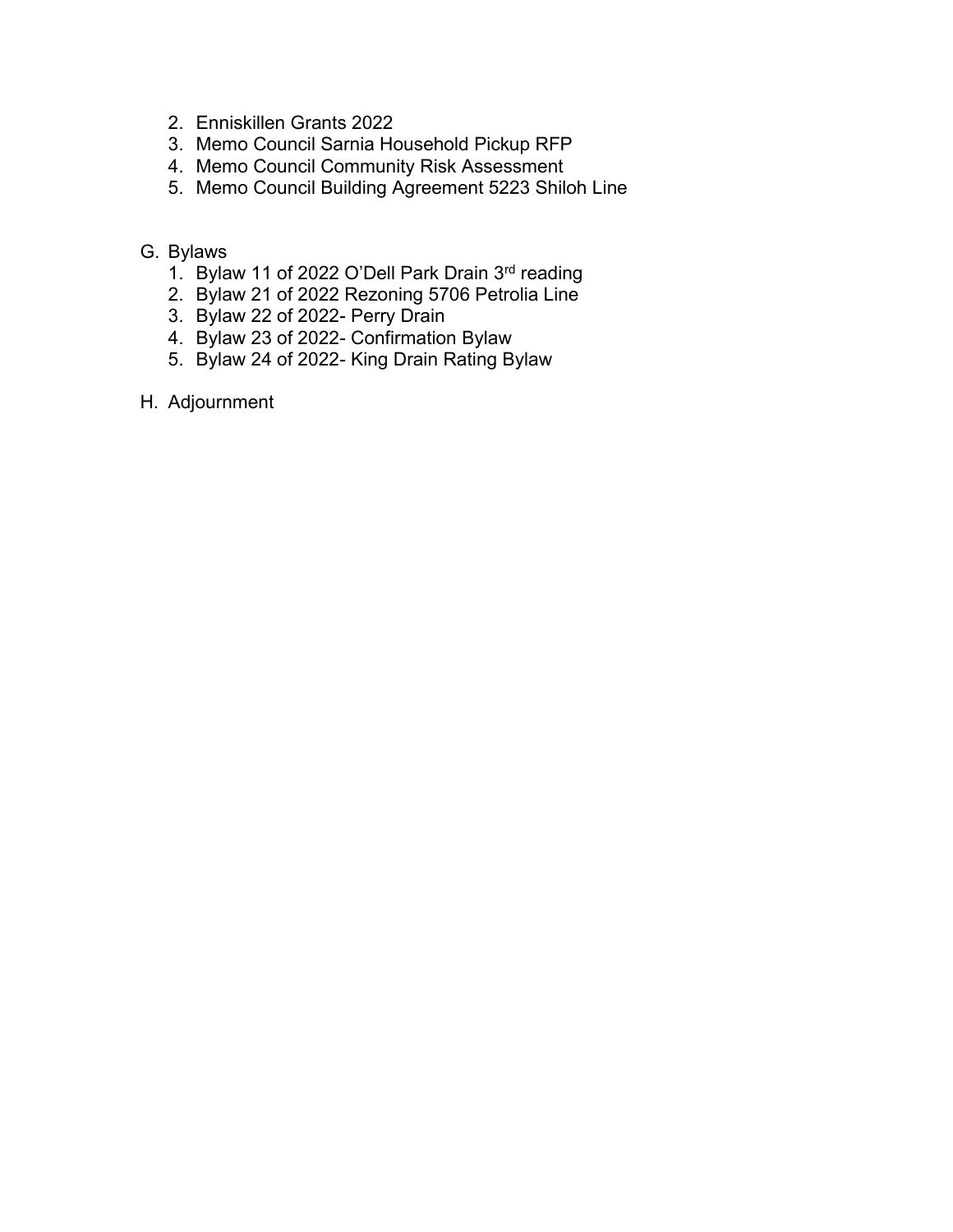2. Enniskillen Grants 2022
3. Memo Council Sarnia Household Pickup RFP
4. Memo Council Community Risk Assessment
5. Memo Council Building Agreement 5223 Shiloh Line

G. Bylaws
   1. Bylaw 11 of 2022 O'Dell Park Drain 3rd reading
   2. Bylaw 21 of 2022 Rezoning 5706 Petrolia Line
   3. Bylaw 22 of 2022- Perry Drain
   4. Bylaw 23 of 2022- Confirmation Bylaw
   5. Bylaw 24 of 2022- King Drain Rating Bylaw

H. Adjournment